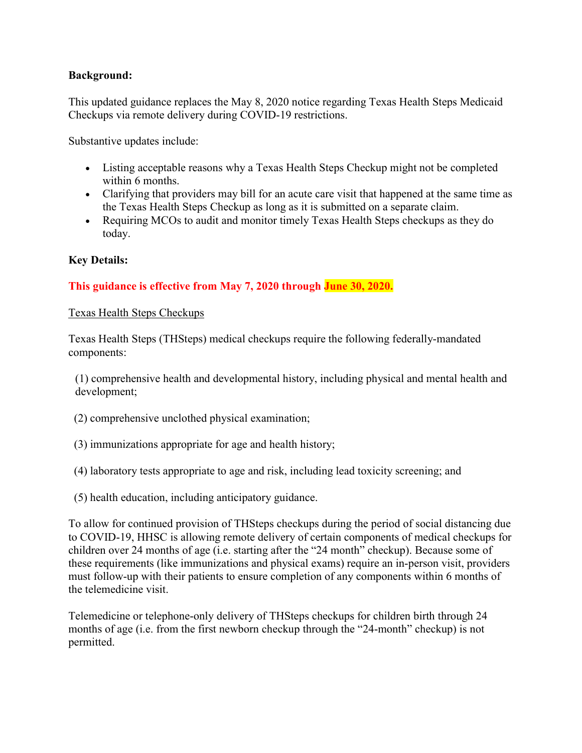**Background:**

This updated guidance replaces the May 8, 2020 notice regarding Texas Health Steps Medicaid Checkups via remote delivery during COVID-19 restrictions.

Substantive updates include:

- Listing acceptable reasons why a Texas Health Steps Checkup might not be completed within 6 months.
- Clarifying that providers may bill for an acute care visit that happened at the same time as the Texas Health Steps Checkup as long as it is submitted on a separate claim.
- Requiring MCOs to audit and monitor timely Texas Health Steps checkups as they do today.

**Key Details:**

**This guidance is effective from May 7, 2020 through June 30, 2020.**

Texas Health Steps Checkups

Texas Health Steps (THSteps) medical checkups require the following federally-mandated components:

(1) comprehensive health and developmental history, including physical and mental health and development;

(2) comprehensive unclothed physical examination;

(3) immunizations appropriate for age and health history;

(4) laboratory tests appropriate to age and risk, including lead toxicity screening; and

(5) health education, including anticipatory guidance.

To allow for continued provision of THSteps checkups during the period of social distancing due to COVID-19, HHSC is allowing remote delivery of certain components of medical checkups for children over 24 months of age (i.e. starting after the "24 month" checkup). Because some of these requirements (like immunizations and physical exams) require an in-person visit, providers must follow-up with their patients to ensure completion of any components within 6 months of the telemedicine visit.

Telemedicine or telephone-only delivery of THSteps checkups for children birth through 24 months of age (i.e. from the first newborn checkup through the "24-month" checkup) is not permitted.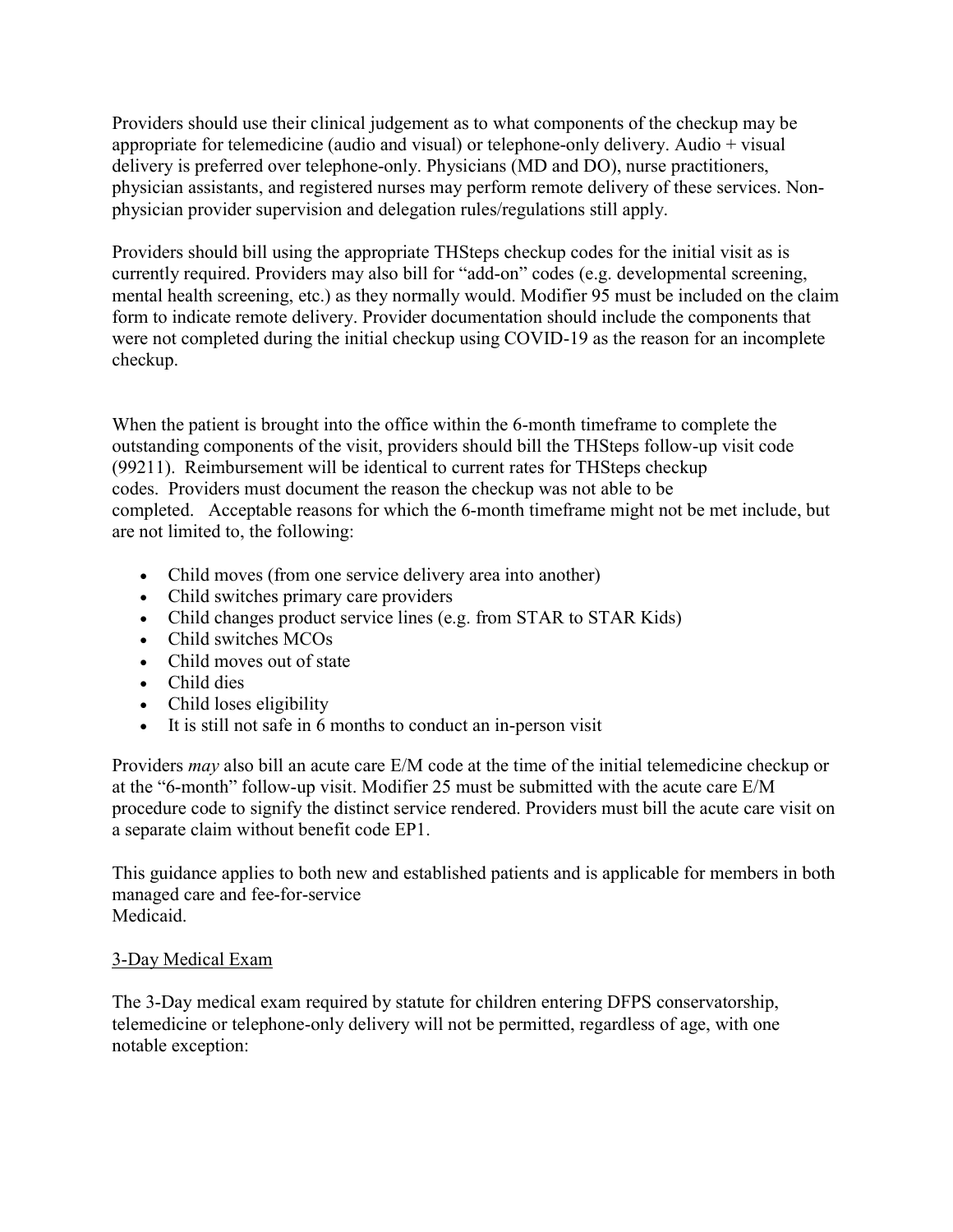Providers should use their clinical judgement as to what components of the checkup may be appropriate for telemedicine (audio and visual) or telephone-only delivery. Audio + visual delivery is preferred over telephone-only. Physicians (MD and DO), nurse practitioners, physician assistants, and registered nurses may perform remote delivery of these services. Non-physician provider supervision and delegation rules/regulations still apply.

Providers should bill using the appropriate THSteps checkup codes for the initial visit as is currently required. Providers may also bill for "add-on" codes (e.g. developmental screening, mental health screening, etc.) as they normally would. Modifier 95 must be included on the claim form to indicate remote delivery. Provider documentation should include the components that were not completed during the initial checkup using COVID-19 as the reason for an incomplete checkup.

When the patient is brought into the office within the 6-month timeframe to complete the outstanding components of the visit, providers should bill the THSteps follow-up visit code (99211). Reimbursement will be identical to current rates for THSteps checkup codes. Providers must document the reason the checkup was not able to be completed. Acceptable reasons for which the 6-month timeframe might not be met include, but are not limited to, the following:

- Child moves (from one service delivery area into another)
- Child switches primary care providers
- Child changes product service lines (e.g. from STAR to STAR Kids)
- Child switches MCOs
- Child moves out of state
- Child dies
- Child loses eligibility
- It is still not safe in 6 months to conduct an in-person visit

Providers *may* also bill an acute care E/M code at the time of the initial telemedicine checkup or at the "6-month" follow-up visit. Modifier 25 must be submitted with the acute care E/M procedure code to signify the distinct service rendered. Providers must bill the acute care visit on a separate claim without benefit code EP1.

This guidance applies to both new and established patients and is applicable for members in both managed care and fee-for-service Medicaid.

<u>3-Day Medical Exam</u>

The 3-Day medical exam required by statute for children entering DFPS conservatorship, telemedicine or telephone-only delivery will not be permitted, regardless of age, with one notable exception: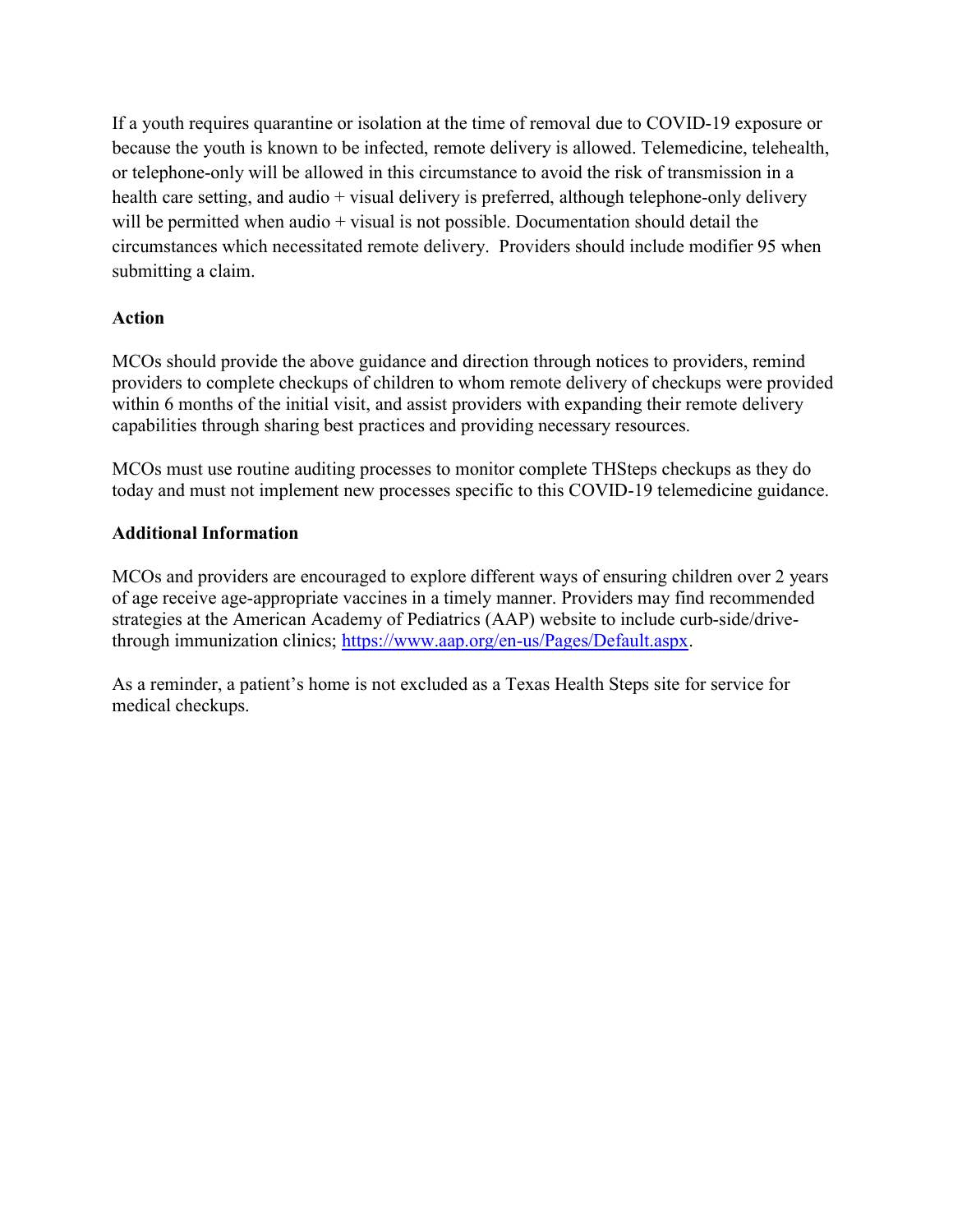If a youth requires quarantine or isolation at the time of removal due to COVID-19 exposure or because the youth is known to be infected, remote delivery is allowed. Telemedicine, telehealth, or telephone-only will be allowed in this circumstance to avoid the risk of transmission in a health care setting, and audio + visual delivery is preferred, although telephone-only delivery will be permitted when audio + visual is not possible. Documentation should detail the circumstances which necessitated remote delivery. Providers should include modifier 95 when submitting a claim.

**Action**

MCOs should provide the above guidance and direction through notices to providers, remind providers to complete checkups of children to whom remote delivery of checkups were provided within 6 months of the initial visit, and assist providers with expanding their remote delivery capabilities through sharing best practices and providing necessary resources.

MCOs must use routine auditing processes to monitor complete THSteps checkups as they do today and must not implement new processes specific to this COVID-19 telemedicine guidance.

**Additional Information**

MCOs and providers are encouraged to explore different ways of ensuring children over 2 years of age receive age-appropriate vaccines in a timely manner. Providers may find recommended strategies at the American Academy of Pediatrics (AAP) website to include curb-side/drive-through immunization clinics; [https://www.aap.org/en-us/Pages/Default.aspx](https://www.aap.org/en-us/Pages/Default.aspx).

As a reminder, a patient's home is not excluded as a Texas Health Steps site for service for medical checkups.